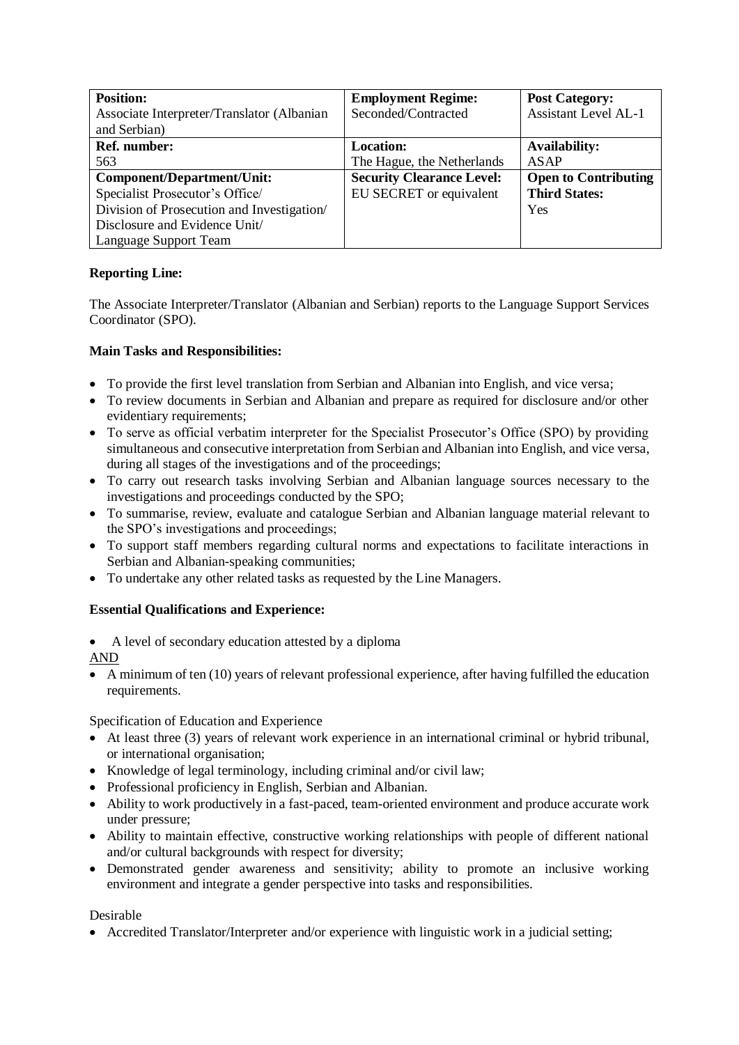| **Position:** Associate Interpreter/Translator (Albanian and Serbian) | **Employment Regime:** Seconded/Contracted | **Post Category:** Assistant Level AL-1 |
| --- | --- | --- |
| **Ref. number:** 563 | **Location:** The Hague, the Netherlands | **Availability:** ASAP |
| **Component/Department/Unit:** Specialist Prosecutor's Office/ Division of Prosecution and Investigation/ Disclosure and Evidence Unit/ Language Support Team | **Security Clearance Level:** EU SECRET or equivalent | **Open to Contributing Third States:** Yes |

**Reporting Line:**

The Associate Interpreter/Translator (Albanian and Serbian) reports to the Language Support Services Coordinator (SPO).

**Main Tasks and Responsibilities:**

- To provide the first level translation from Serbian and Albanian into English, and vice versa;
- To review documents in Serbian and Albanian and prepare as required for disclosure and/or other evidentiary requirements;
- To serve as official verbatim interpreter for the Specialist Prosecutor's Office (SPO) by providing simultaneous and consecutive interpretation from Serbian and Albanian into English, and vice versa, during all stages of the investigations and of the proceedings;
- To carry out research tasks involving Serbian and Albanian language sources necessary to the investigations and proceedings conducted by the SPO;
- To summarise, review, evaluate and catalogue Serbian and Albanian language material relevant to the SPO's investigations and proceedings;
- To support staff members regarding cultural norms and expectations to facilitate interactions in Serbian and Albanian-speaking communities;
- To undertake any other related tasks as requested by the Line Managers.

**Essential Qualifications and Experience:**

- A level of secondary education attested by a diploma

<u>AND</u>

- A minimum of ten (10) years of relevant professional experience, after having fulfilled the education requirements.

Specification of Education and Experience

- At least three (3) years of relevant work experience in an international criminal or hybrid tribunal, or international organisation;
- Knowledge of legal terminology, including criminal and/or civil law;
- Professional proficiency in English, Serbian and Albanian.
- Ability to work productively in a fast-paced, team-oriented environment and produce accurate work under pressure;
- Ability to maintain effective, constructive working relationships with people of different national and/or cultural backgrounds with respect for diversity;
- Demonstrated gender awareness and sensitivity; ability to promote an inclusive working environment and integrate a gender perspective into tasks and responsibilities.

Desirable

- Accredited Translator/Interpreter and/or experience with linguistic work in a judicial setting;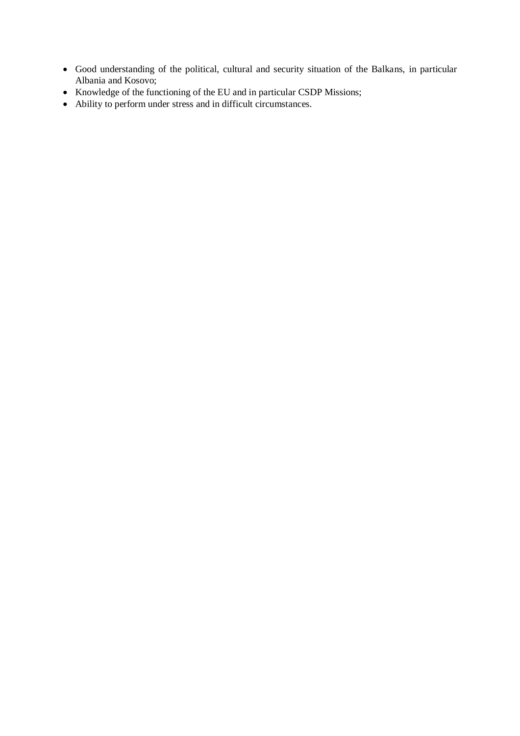- Good understanding of the political, cultural and security situation of the Balkans, in particular Albania and Kosovo;
- Knowledge of the functioning of the EU and in particular CSDP Missions;
- Ability to perform under stress and in difficult circumstances.